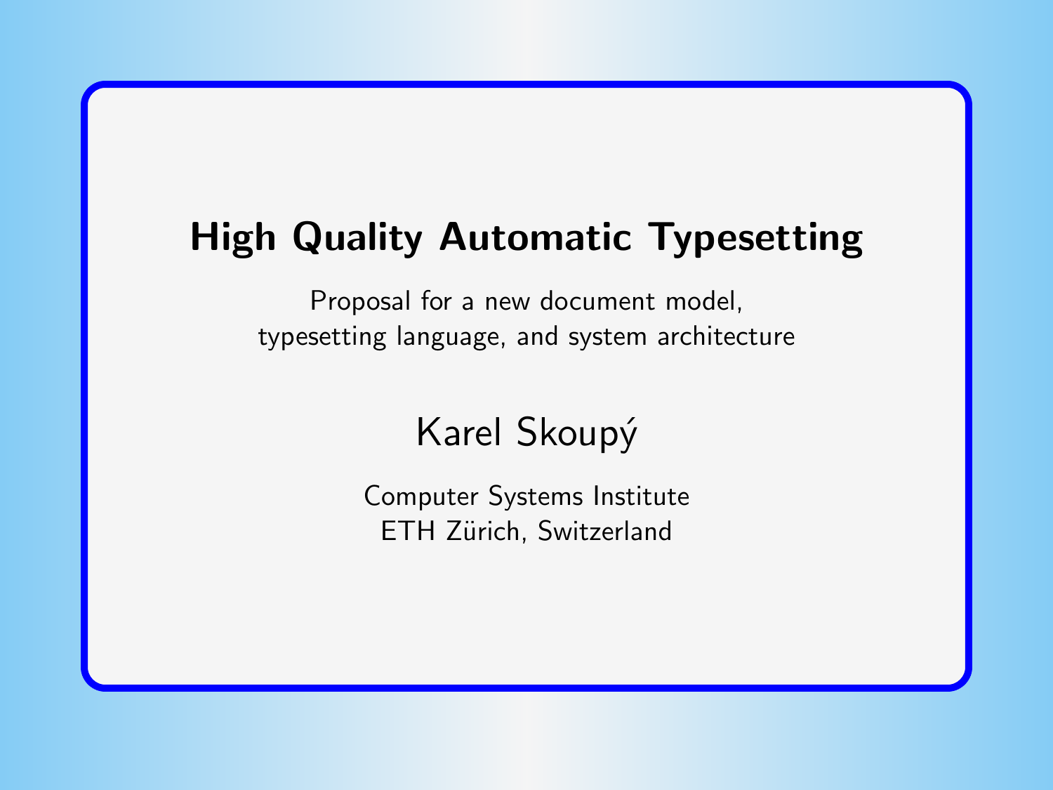# High Quality Automatic Typesetting

Proposal for a new document model,
typesetting language, and system architecture

Karel Skoupý

Computer Systems Institute
ETH Zürich, Switzerland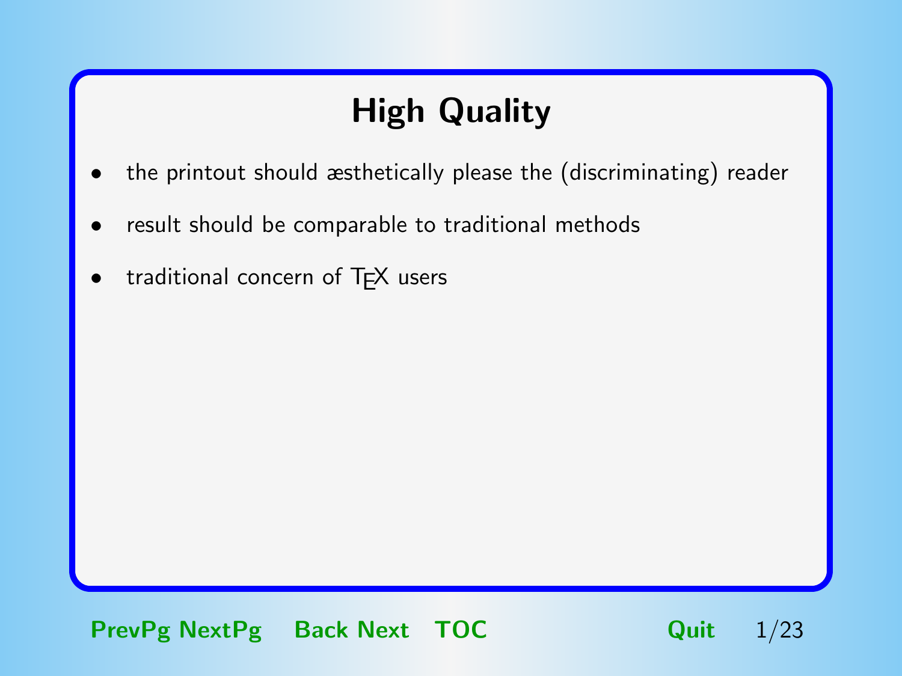# High Quality

- the printout should æsthetically please the (discriminating) reader
- result should be comparable to traditional methods
- traditional concern of TEX users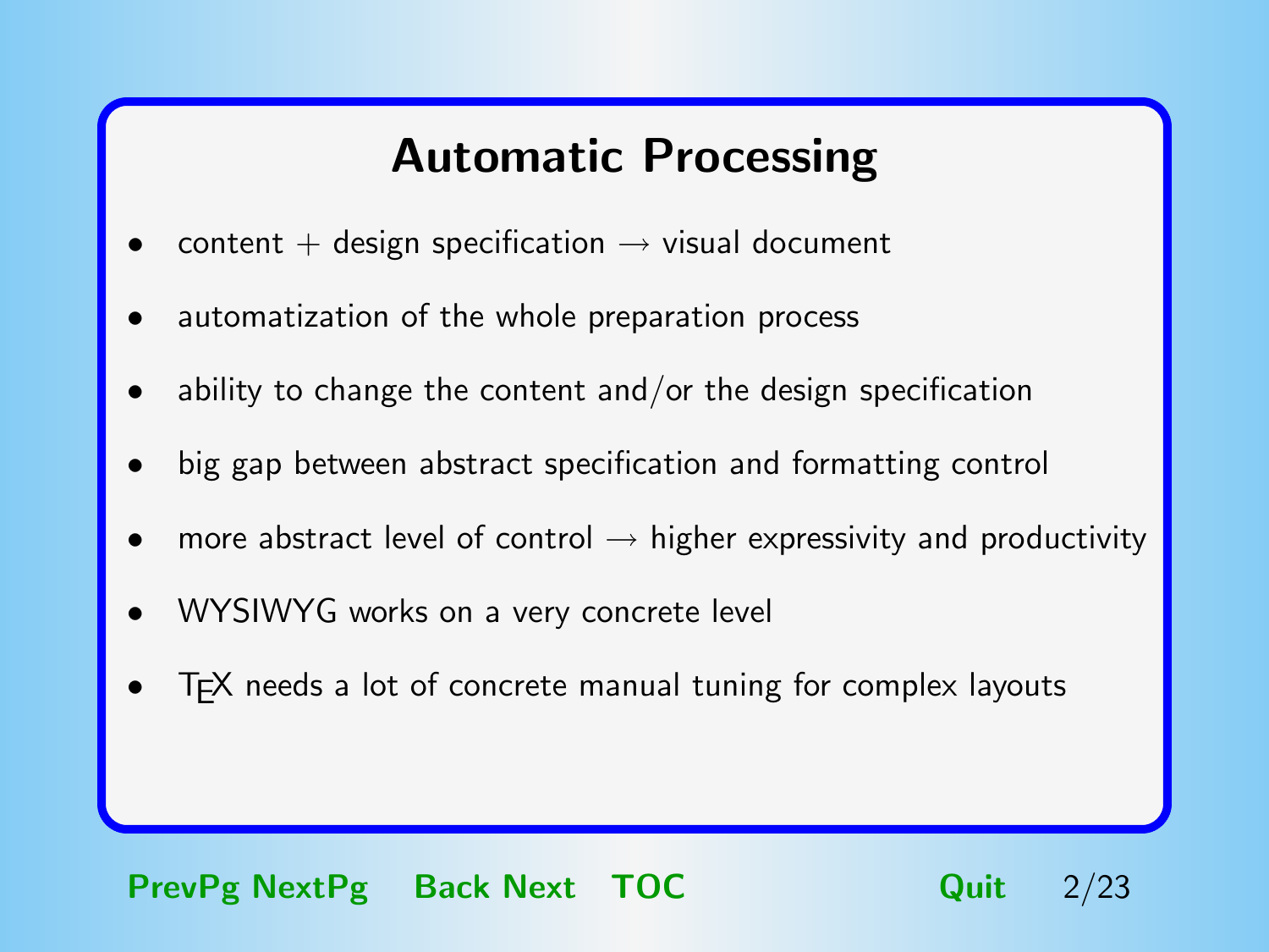# Automatic Processing

- content + design specification → visual document
- automatization of the whole preparation process
- ability to change the content and/or the design specification
- big gap between abstract specification and formatting control
- more abstract level of control → higher expressivity and productivity
- WYSIWYG works on a very concrete level
- TEX needs a lot of concrete manual tuning for complex layouts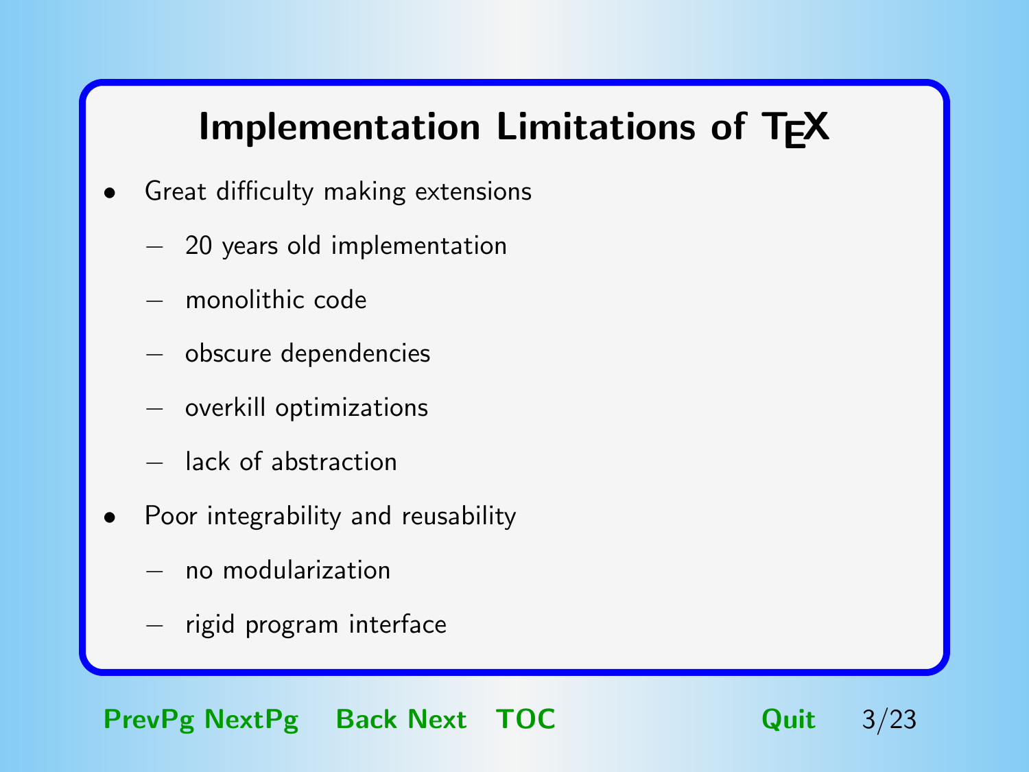# Implementation Limitations of TEX

- Great difficulty making extensions
  - 20 years old implementation
  - monolithic code
  - obscure dependencies
  - overkill optimizations
  - lack of abstraction
- Poor integrability and reusability
  - no modularization
  - rigid program interface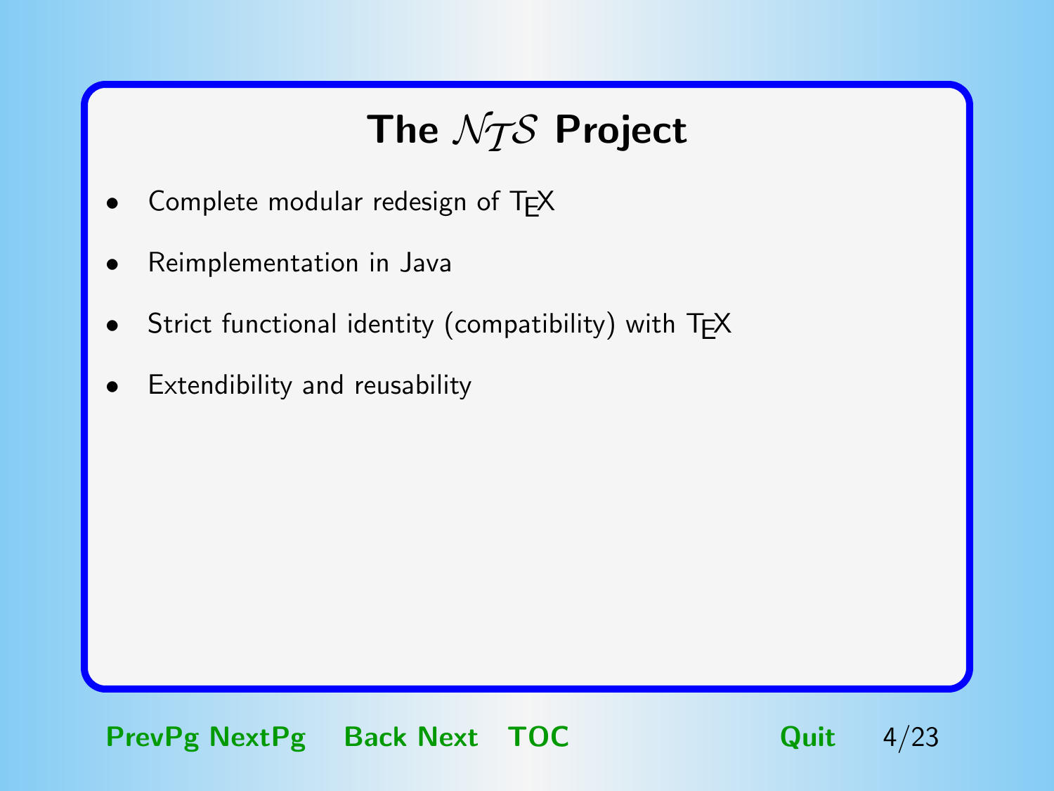# The $\mathcal{NTS}$ Project

- Complete modular redesign of TEX
- Reimplementation in Java
- Strict functional identity (compatibility) with TEX
- Extendibility and reusability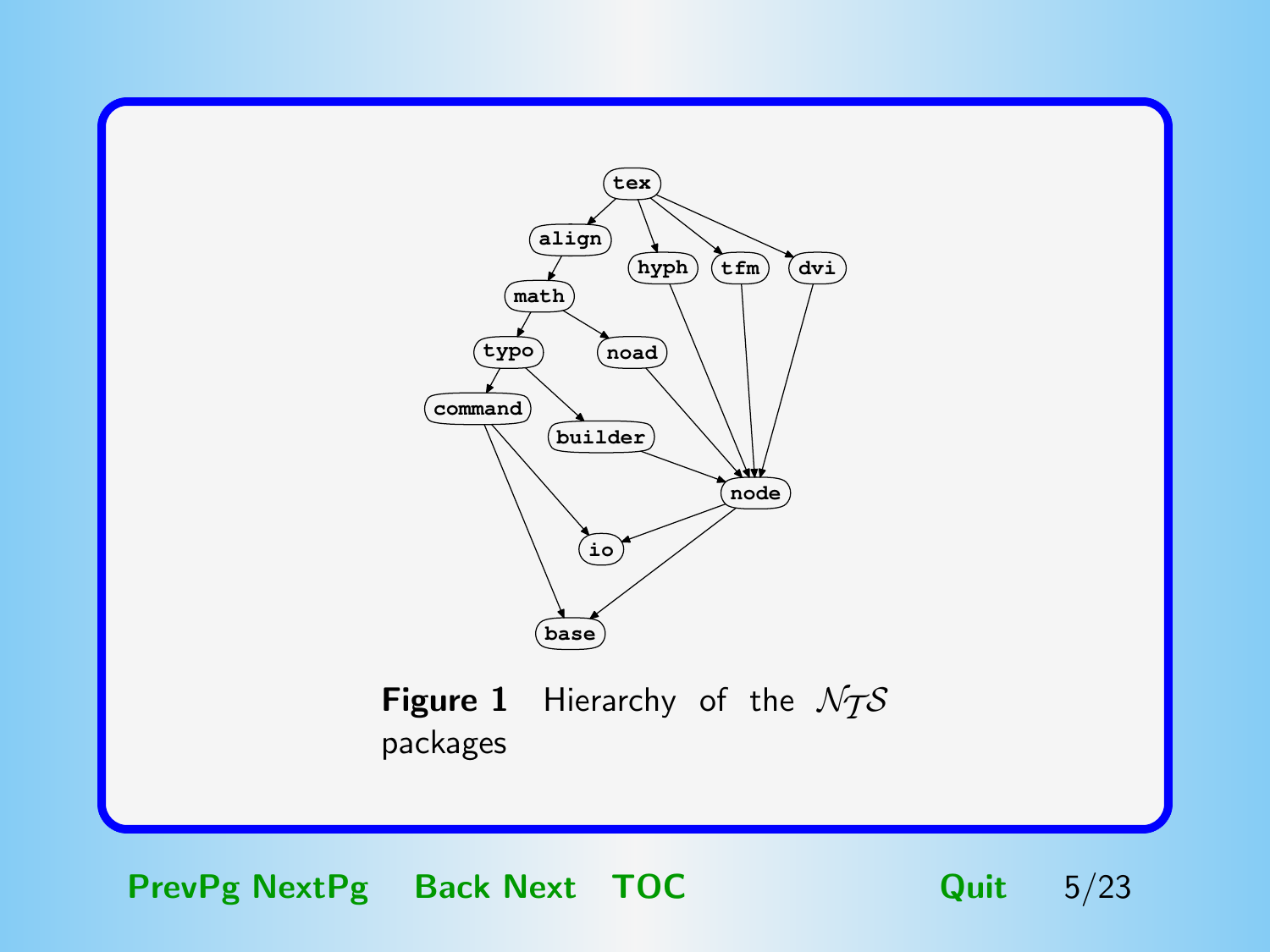Figure 1  Hierarchy of the $\mathcal{N}_{\mathcal{T}}\mathcal{S}$ packages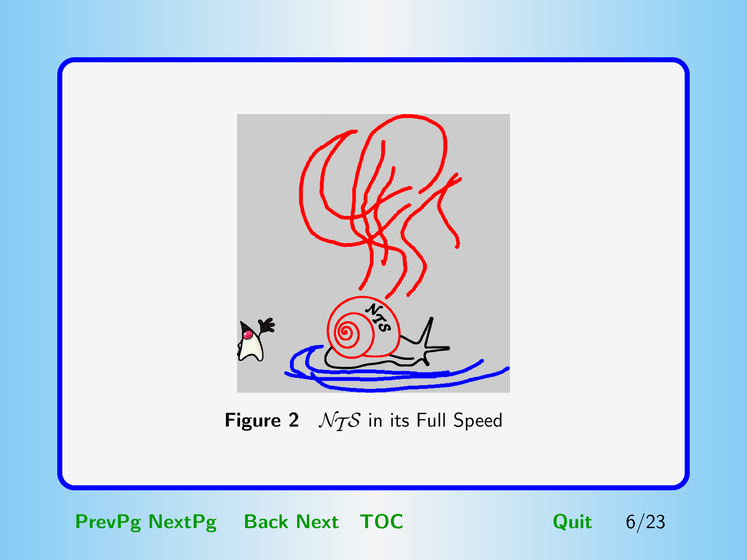**Figure 2** $\mathcal{NTS}$ in its Full Speed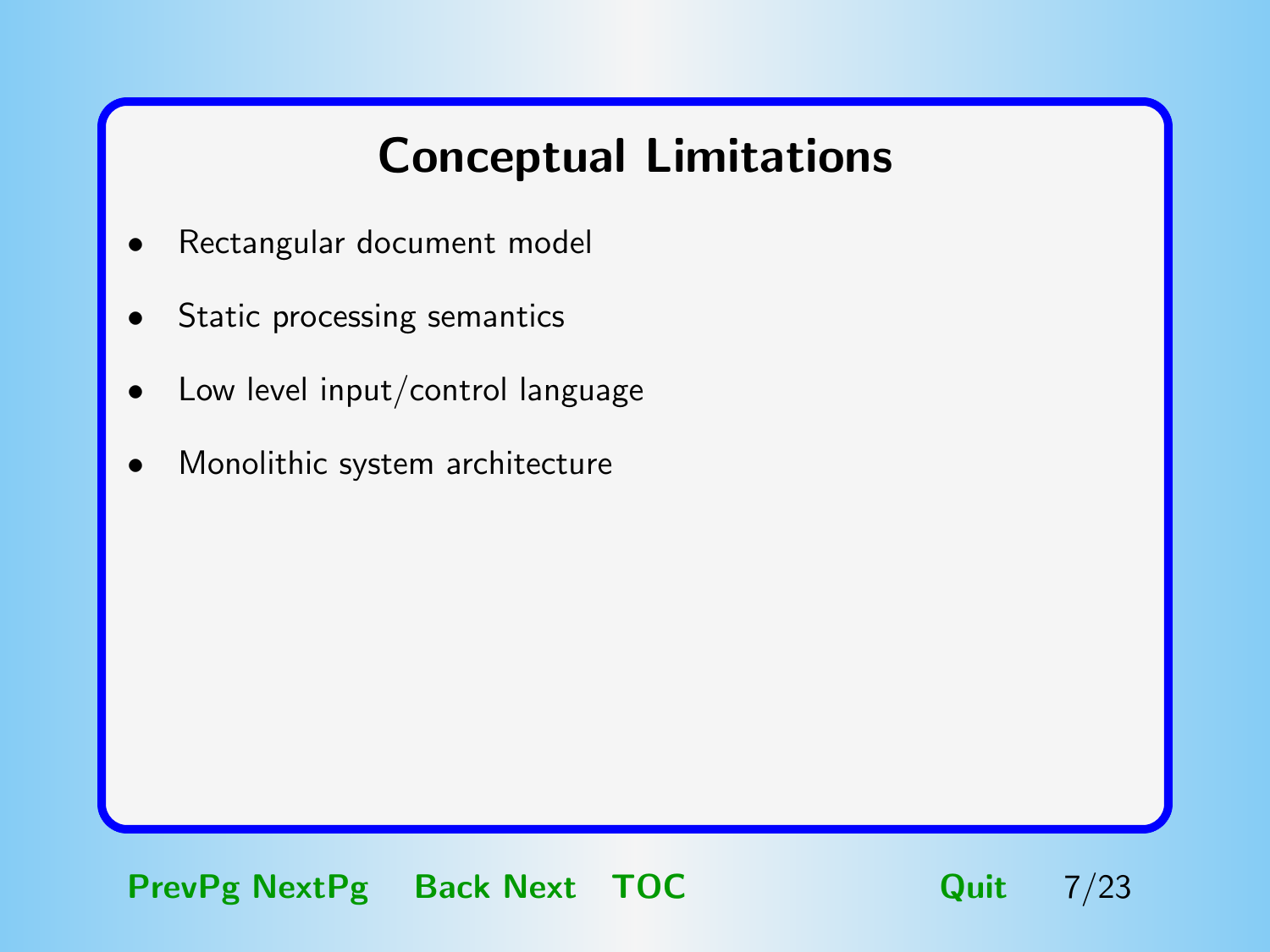# Conceptual Limitations

- Rectangular document model
- Static processing semantics
- Low level input/control language
- Monolithic system architecture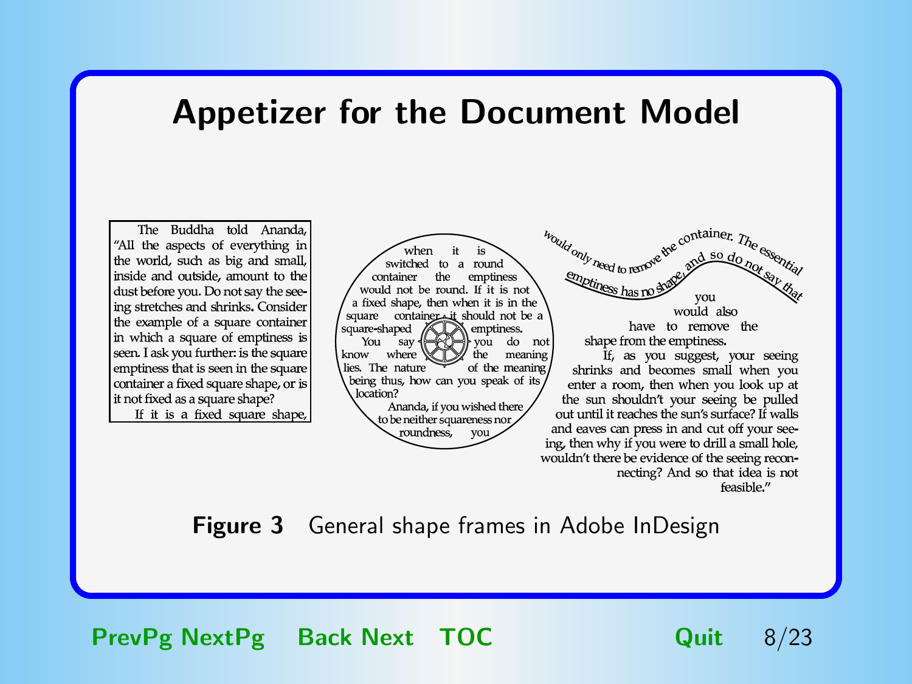# Appetizer for the Document Model

The Buddha told Ananda, "All the aspects of everything in the world, such as big and small, inside and outside, amount to the dust before you. Do not say the seeing stretches and shrinks. Consider the example of a square container in which a square of emptiness is seen. I ask you further: is the square emptiness that is seen in the square container a fixed square shape, or is it not fixed as a square shape?

If it is a fixed square shape, when it is switched to a round container the emptiness would not be round. If it is not a fixed shape, then when it is in the square container it should not be a square-shaped emptiness.

You say you do not know where the meaning lies. The nature of the meaning being thus, how can you speak of its location?

Ananda, if you wished there to be neither squareness nor roundness, you would only need to remove the container. The essential emptiness has no shape, and so do not say that you would also have to remove the shape from the emptiness.

If, as you suggest, your seeing shrinks and becomes small when you enter a room, then when you look up at the sun shouldn't your seeing be pulled out until it reaches the sun's surface? If walls and eaves can press in and cut off your seeing, then why if you were to drill a small hole, wouldn't there be evidence of the seeing reconnecting? And so that idea is not feasible."

**Figure 3** General shape frames in Adobe InDesign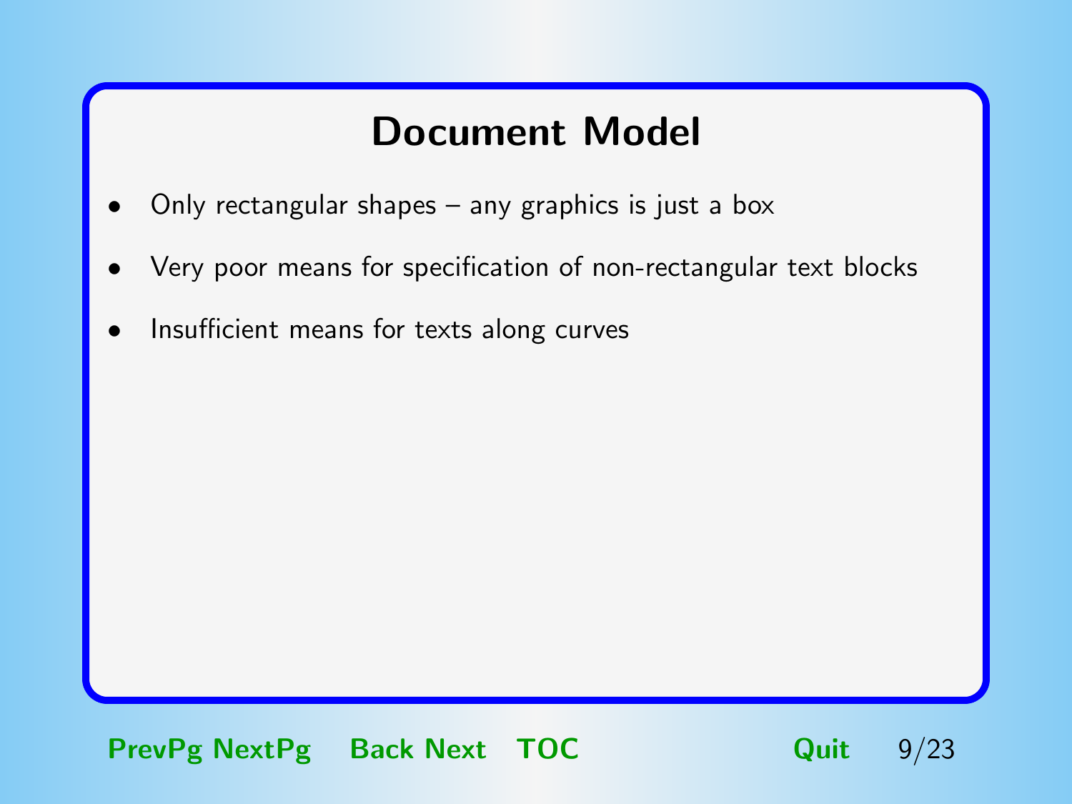# Document Model

- Only rectangular shapes – any graphics is just a box
- Very poor means for specification of non-rectangular text blocks
- Insufficient means for texts along curves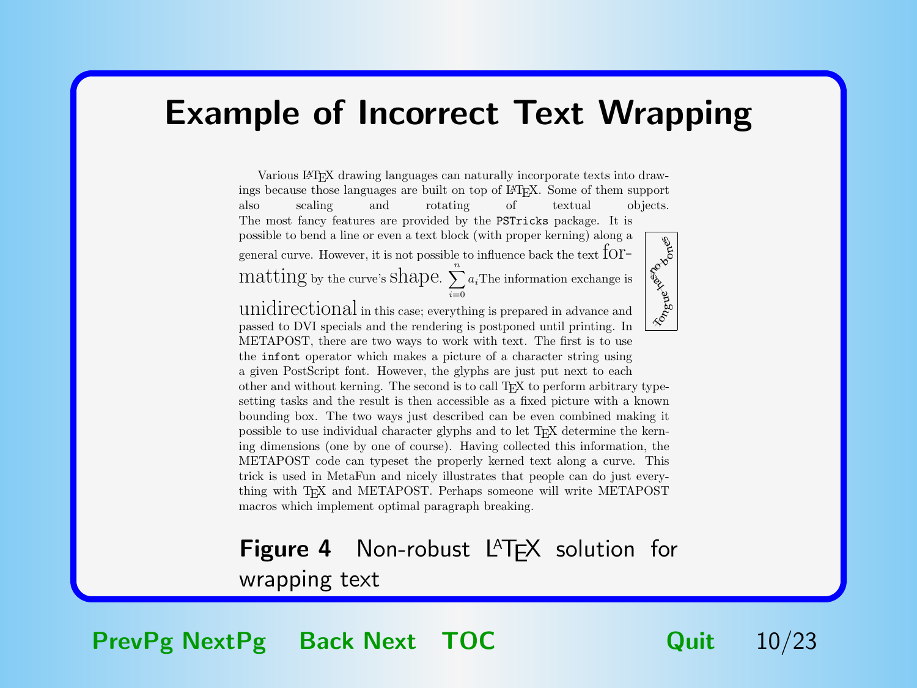# Example of Incorrect Text Wrapping

Various LaTeX drawing languages can naturally incorporate texts into drawings because those languages are built on top of LaTeX. Some of them support also scaling and rotating of textual objects. The most fancy features are provided by the `PSTricks` package. It is possible to bend a line or even a text block (with proper kerning) along a general curve. However, it is not possible to influence back the text formatting by the curve's shape. $\sum_{i=0}^{n} a_i$ The information exchange is unidirectional in this case; everything is prepared in advance and passed to DVI specials and the rendering is postponed until printing. In METAPOST, there are two ways to work with text. The first is to use the `infont` operator which makes a picture of a character string using a given PostScript font. However, the glyphs are just put next to each other and without kerning. The second is to call TeX to perform arbitrary typesetting tasks and the result is then accessible as a fixed picture with a known bounding box. The two ways just described can be even combined making it possible to use individual character glyphs and to let TeX determine the kerning dimensions (one by one of course). Having collected this information, the METAPOST code can typeset the properly kerned text along a curve. This trick is used in MetaFun and nicely illustrates that people can do just everything with TeX and METAPOST. Perhaps someone will write METAPOST macros which implement optimal paragraph breaking.

Tongue has no bones

**Figure 4** Non-robust LaTeX solution for wrapping text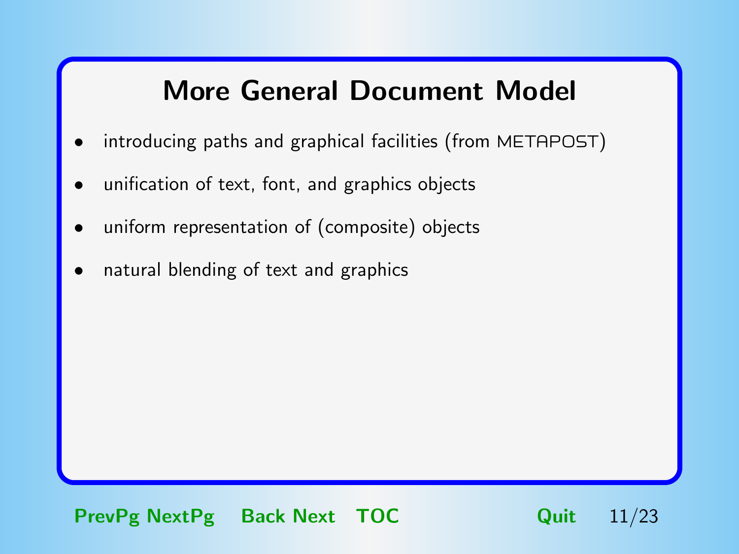# More General Document Model

- introducing paths and graphical facilities (from METAPOST)
- unification of text, font, and graphics objects
- uniform representation of (composite) objects
- natural blending of text and graphics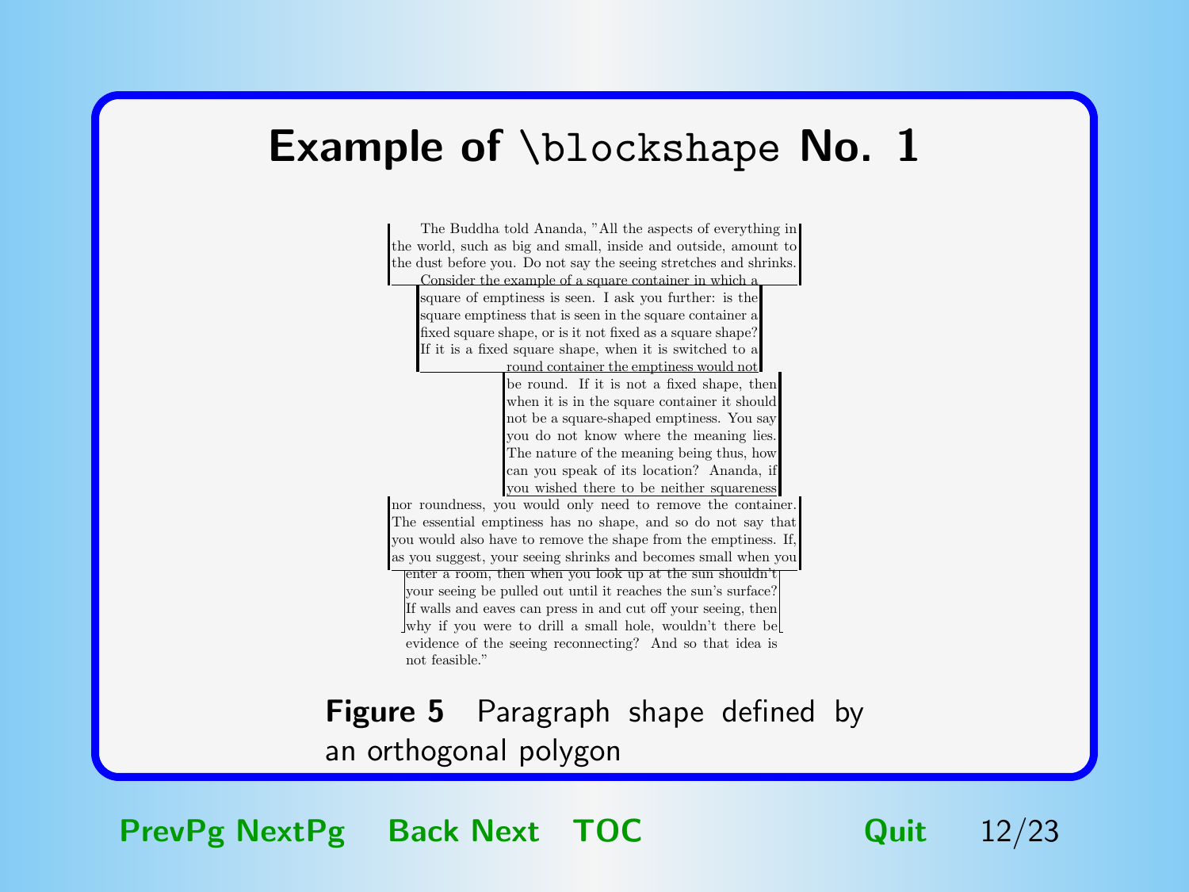# Example of \blockshape No. 1

The Buddha told Ananda, "All the aspects of everything in the world, such as big and small, inside and outside, amount to the dust before you. Do not say the seeing stretches and shrinks. Consider the example of a square container in which a square of emptiness is seen. I ask you further: is the square emptiness that is seen in the square container a fixed square shape, or is it not fixed as a square shape? If it is a fixed square shape, when it is switched to a round container the emptiness would not be round. If it is not a fixed shape, then when it is in the square container it should not be a square-shaped emptiness. You say you do not know where the meaning lies. The nature of the meaning being thus, how can you speak of its location? Ananda, if you wished there to be neither squareness nor roundness, you would only need to remove the container. The essential emptiness has no shape, and so do not say that you would also have to remove the shape from the emptiness. If, as you suggest, your seeing shrinks and becomes small when you enter a room, then when you look up at the sun shouldn't your seeing be pulled out until it reaches the sun's surface? If walls and eaves can press in and cut off your seeing, then why if you were to drill a small hole, wouldn't there be evidence of the seeing reconnecting? And so that idea is not feasible."

**Figure 5** Paragraph shape defined by an orthogonal polygon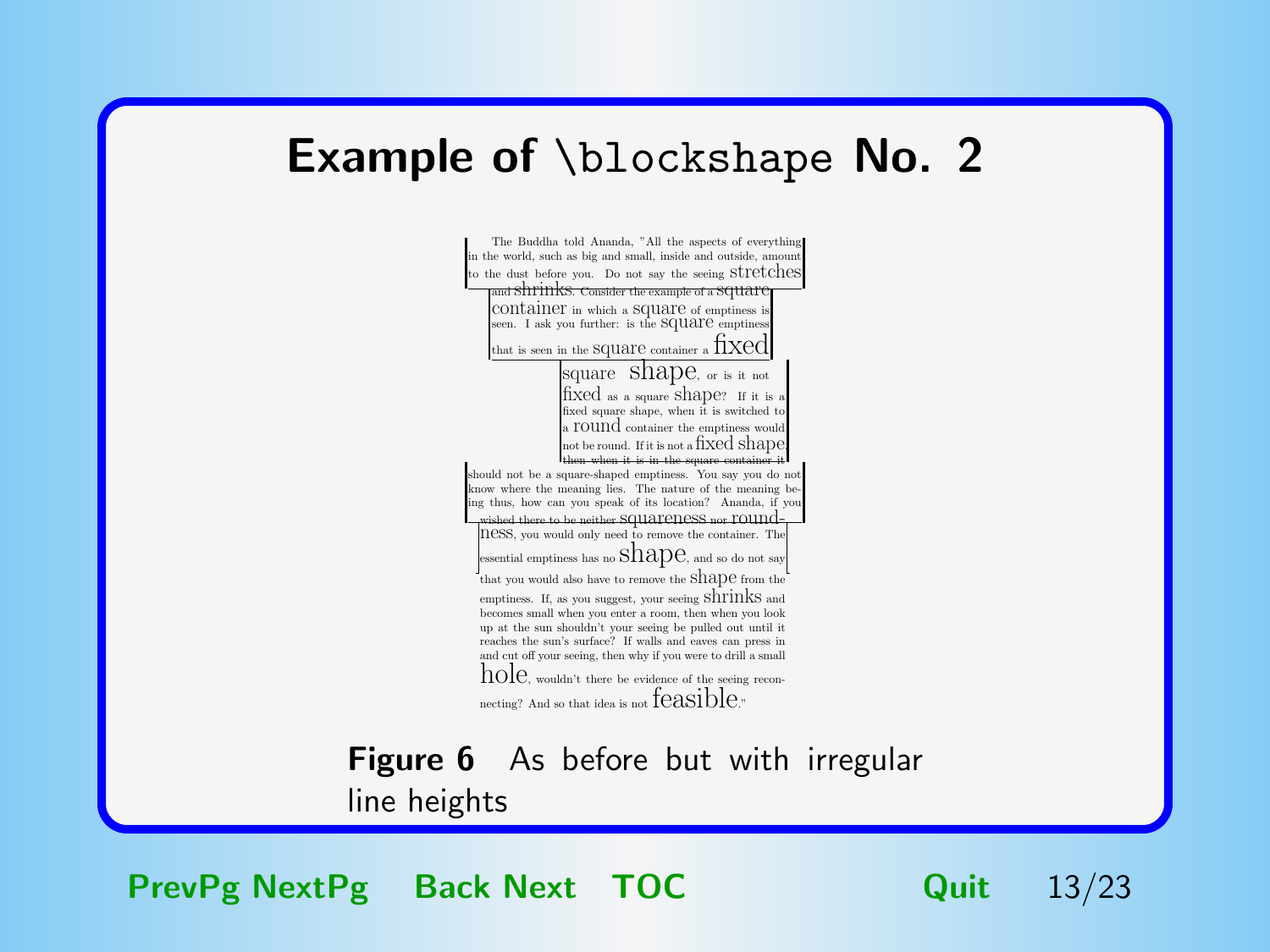# Example of `\blockshape` No. 2

The Buddha told Ananda, "All the aspects of everything in the world, such as big and small, inside and outside, amount to the dust before you. Do not say the seeing stretches and shrinks. Consider the example of a square container in which a square of emptiness is seen. I ask you further: is the square emptiness that is seen in the square container a fixed square shape, or is it not fixed as a square shape? If it is a fixed square shape, when it is switched to a round container the emptiness would not be round. If it is not a fixed shape, then when it is in the square container it should not be a square-shaped emptiness. You say you do not know where the meaning lies. The nature of the meaning being thus, how can you speak of its location? Ananda, if you wished there to be neither squareness nor roundness, you would only need to remove the container. The essential emptiness has no shape, and so do not say that you would also have to remove the shape from the emptiness. If, as you suggest, your seeing shrinks and becomes small when you enter a room, then when you look up at the sun shouldn't your seeing be pulled out until it reaches the sun's surface? If walls and eaves can press in and cut off your seeing, then why if you were to drill a small hole, wouldn't there be evidence of the seeing reconnecting? And so that idea is not feasible."

**Figure 6** As before but with irregular line heights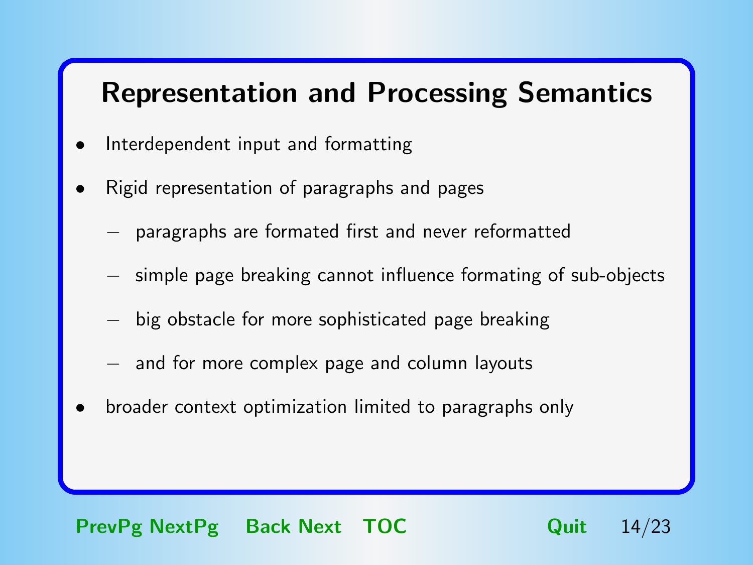# Representation and Processing Semantics

- Interdependent input and formatting
- Rigid representation of paragraphs and pages
  - paragraphs are formated first and never reformatted
  - simple page breaking cannot influence formating of sub-objects
  - big obstacle for more sophisticated page breaking
  - and for more complex page and column layouts
- broader context optimization limited to paragraphs only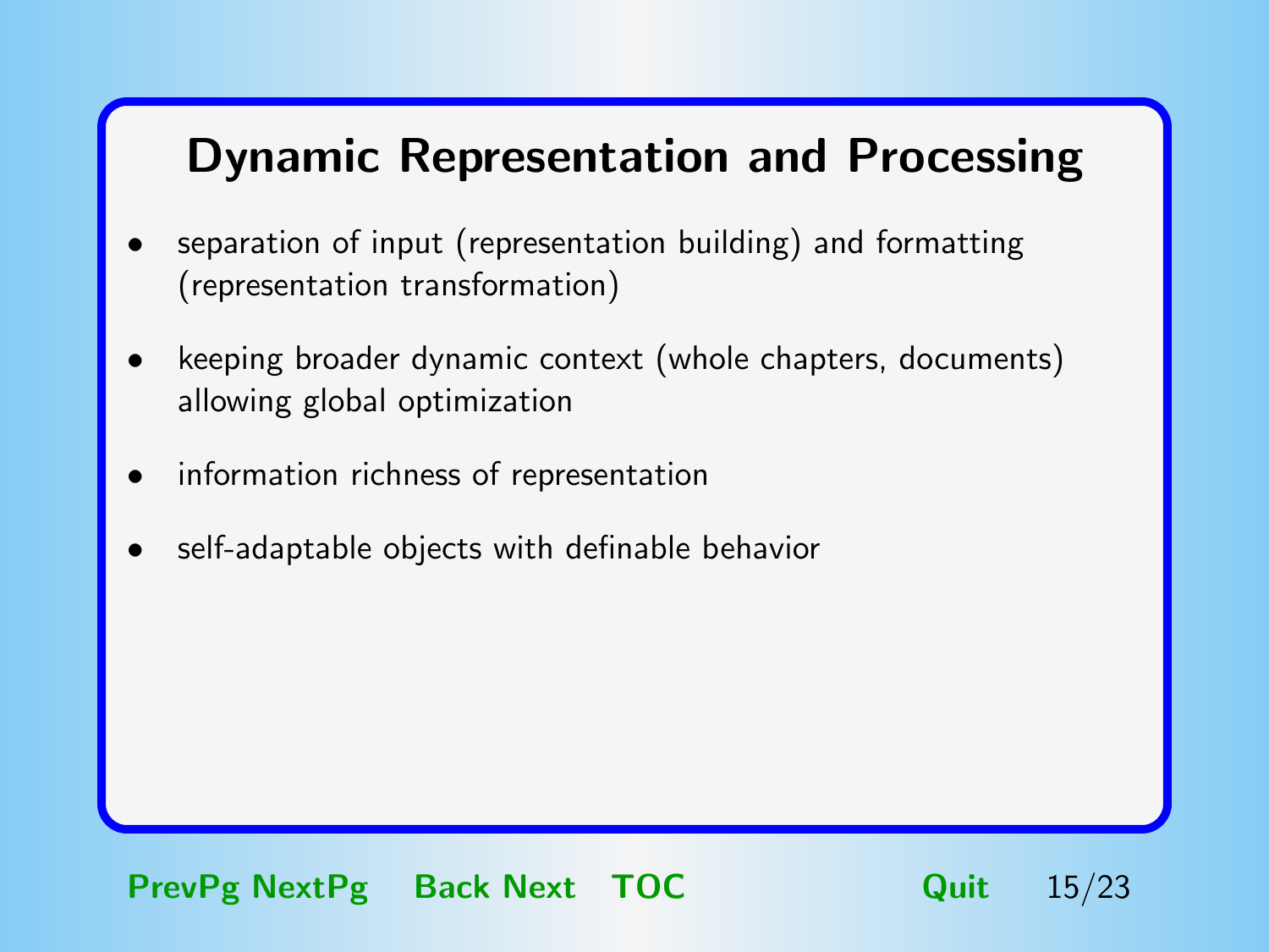# Dynamic Representation and Processing

- separation of input (representation building) and formatting (representation transformation)
- keeping broader dynamic context (whole chapters, documents) allowing global optimization
- information richness of representation
- self-adaptable objects with definable behavior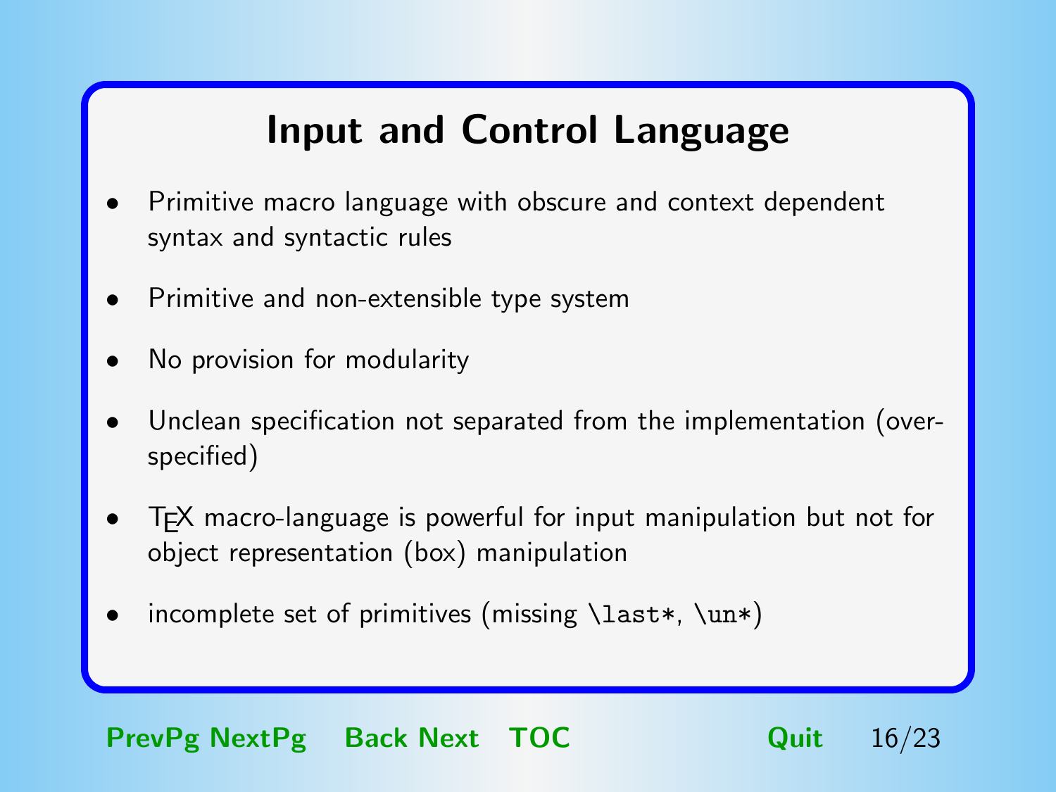# Input and Control Language

- Primitive macro language with obscure and context dependent syntax and syntactic rules
- Primitive and non-extensible type system
- No provision for modularity
- Unclean specification not separated from the implementation (over-specified)
- TeX macro-language is powerful for input manipulation but not for object representation (box) manipulation
- incomplete set of primitives (missing `\last*`, `\un*`)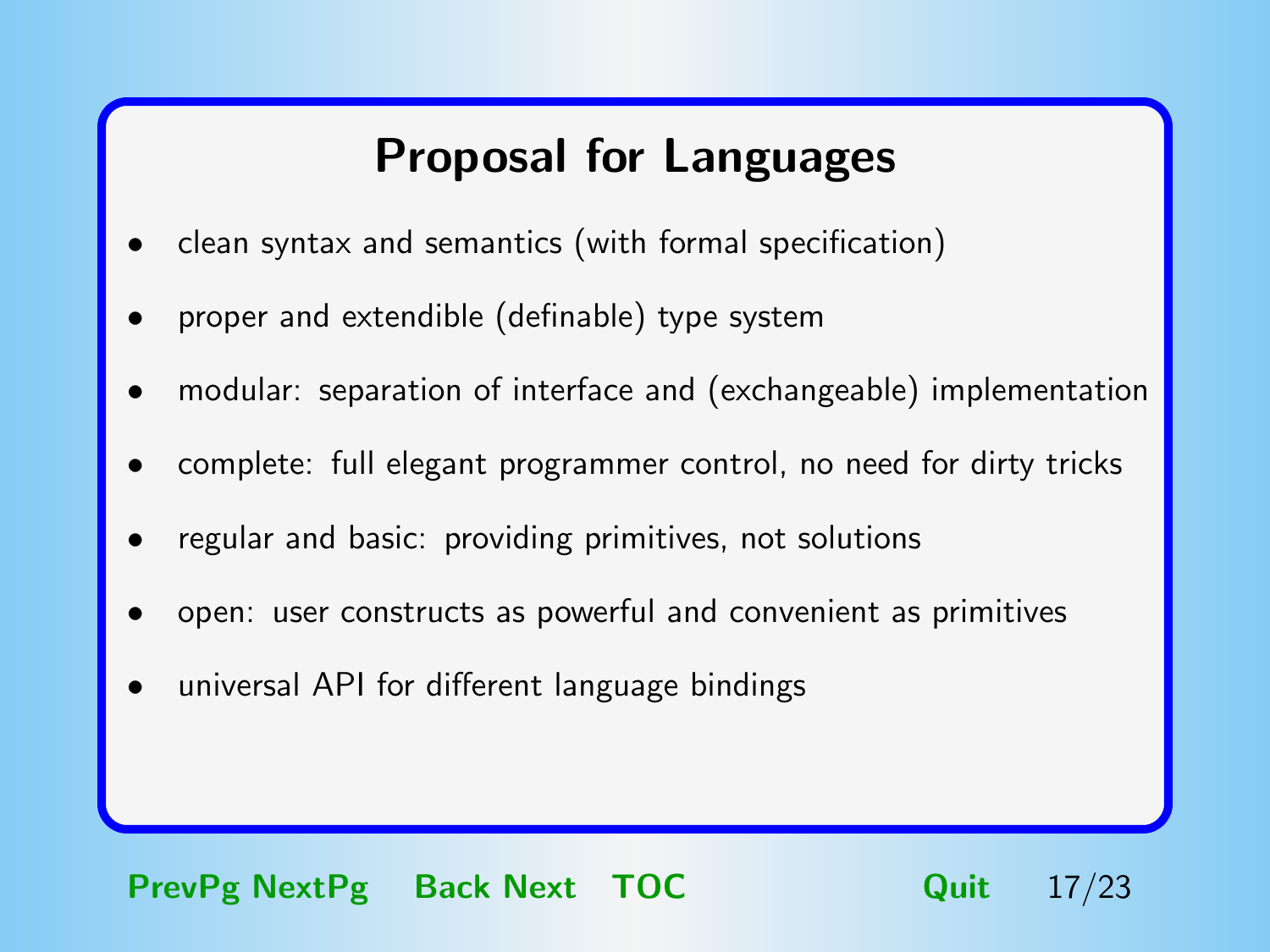# Proposal for Languages

- clean syntax and semantics (with formal specification)
- proper and extendible (definable) type system
- modular: separation of interface and (exchangeable) implementation
- complete: full elegant programmer control, no need for dirty tricks
- regular and basic: providing primitives, not solutions
- open: user constructs as powerful and convenient as primitives
- universal API for different language bindings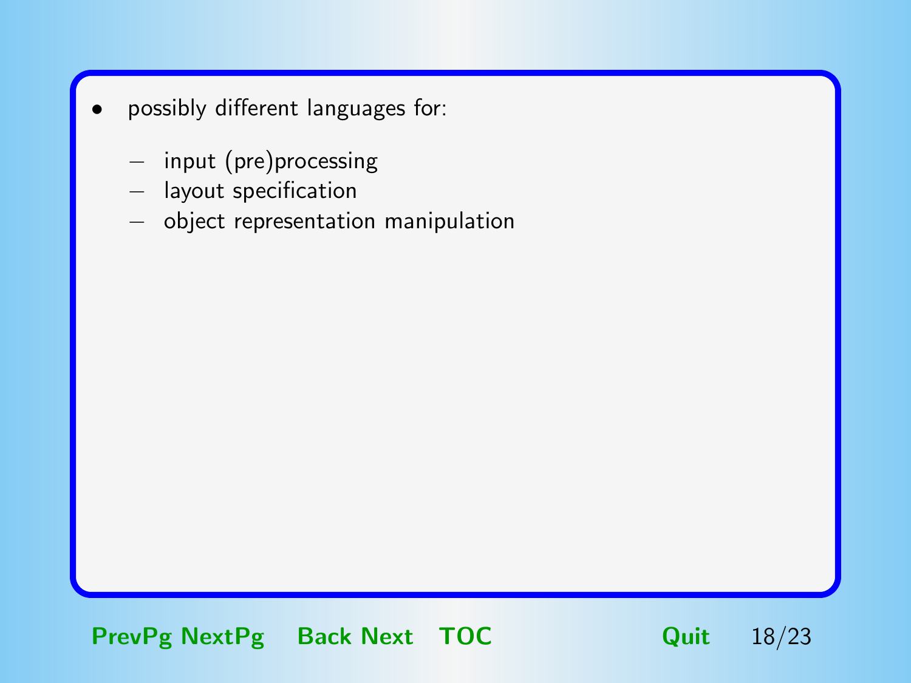- possibly different languages for:
  - input (pre)processing
  - layout specification
  - object representation manipulation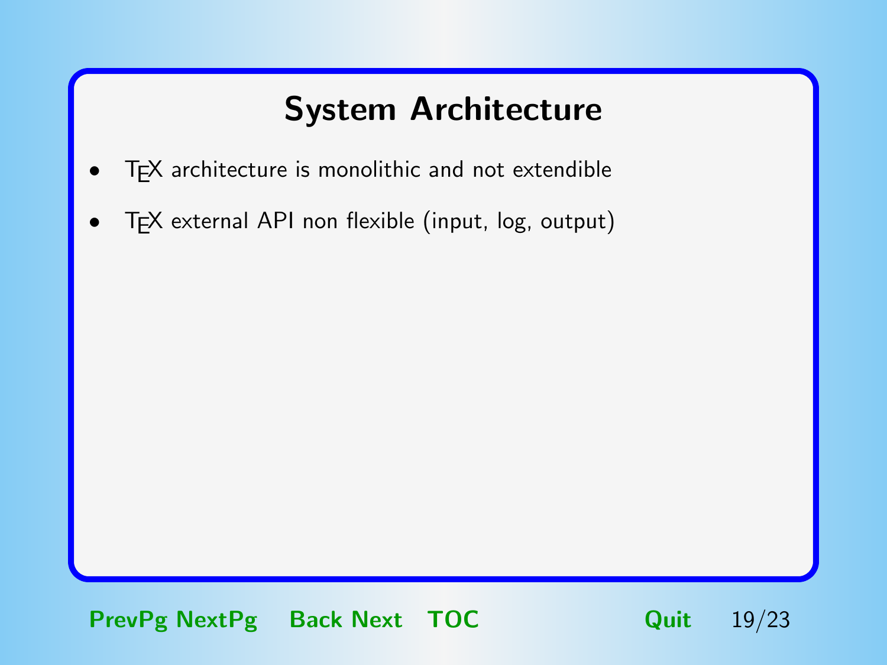# System Architecture

- TEX architecture is monolithic and not extendible
- TEX external API non flexible (input, log, output)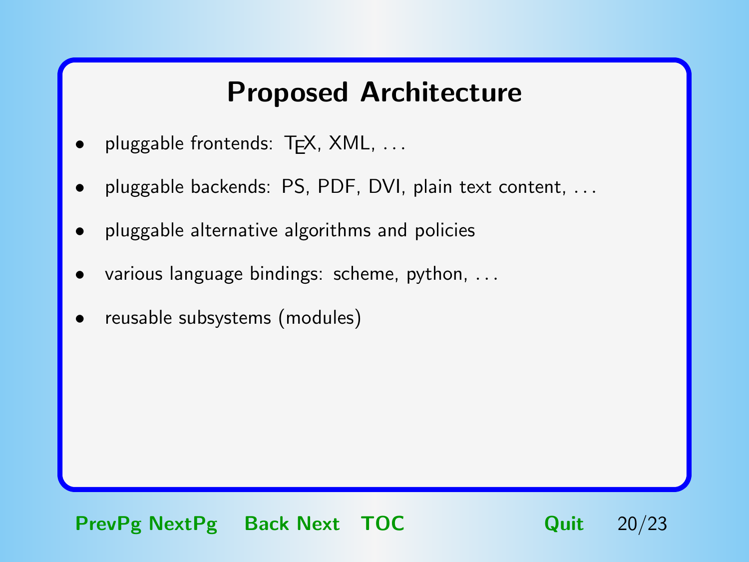# Proposed Architecture

- pluggable frontends: TEX, XML, ...
- pluggable backends: PS, PDF, DVI, plain text content, ...
- pluggable alternative algorithms and policies
- various language bindings: scheme, python, ...
- reusable subsystems (modules)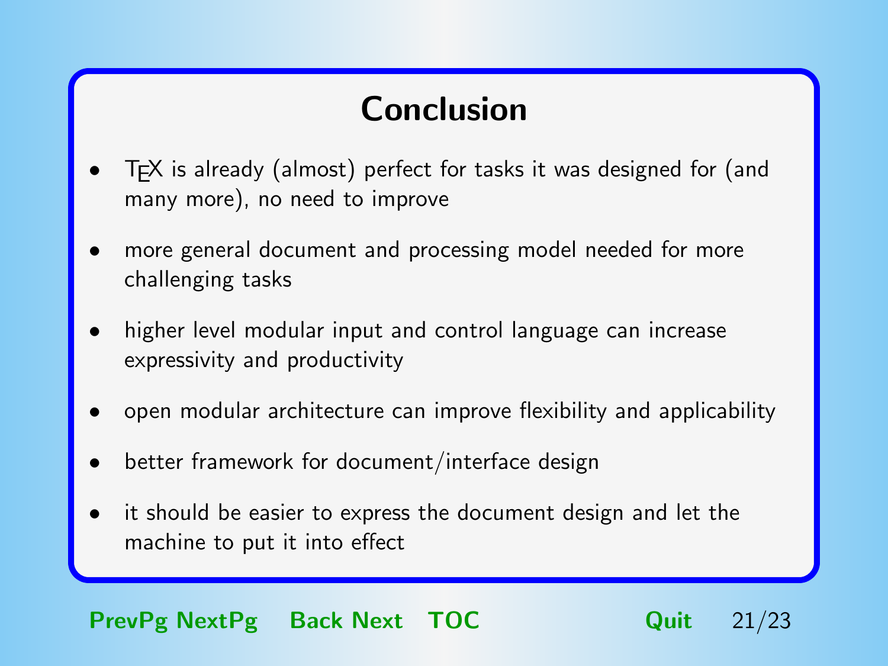# Conclusion

- TeX is already (almost) perfect for tasks it was designed for (and many more), no need to improve
- more general document and processing model needed for more challenging tasks
- higher level modular input and control language can increase expressivity and productivity
- open modular architecture can improve flexibility and applicability
- better framework for document/interface design
- it should be easier to express the document design and let the machine to put it into effect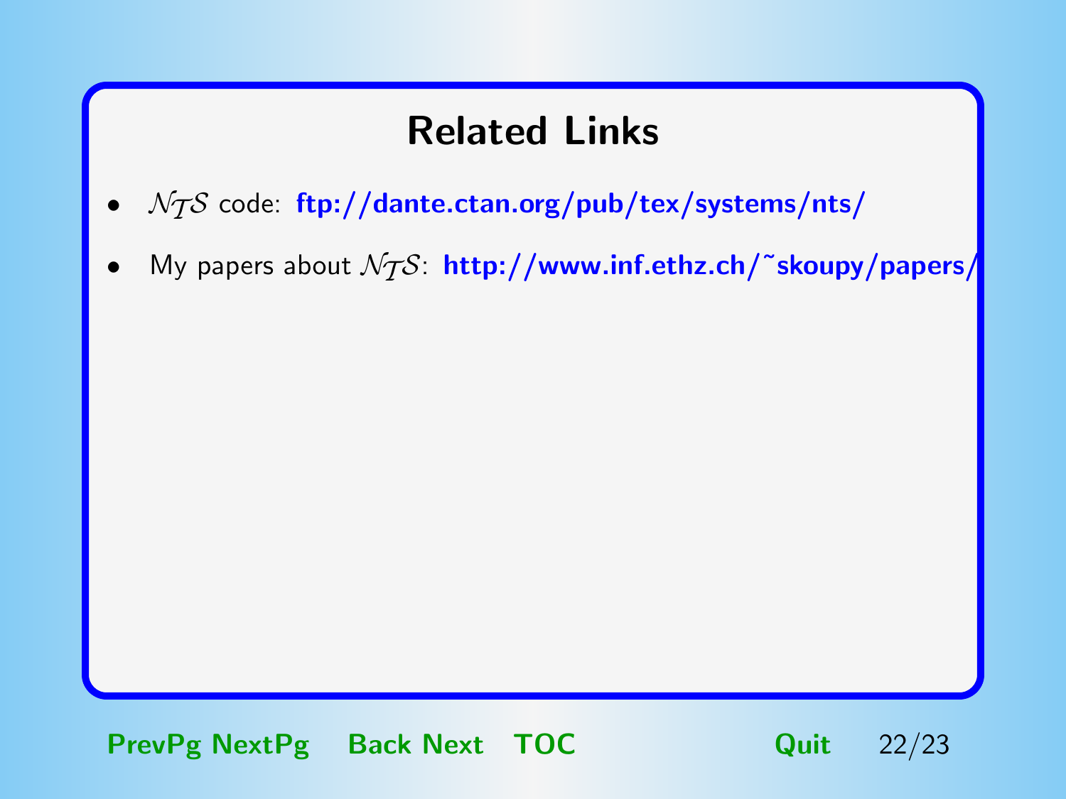# Related Links

- $\mathcal{N}_\mathcal{T}\mathcal{S}$ code: **ftp://dante.ctan.org/pub/tex/systems/nts/**
- My papers about $\mathcal{N}_\mathcal{T}\mathcal{S}$: **http://www.inf.ethz.ch/~skoupy/papers/**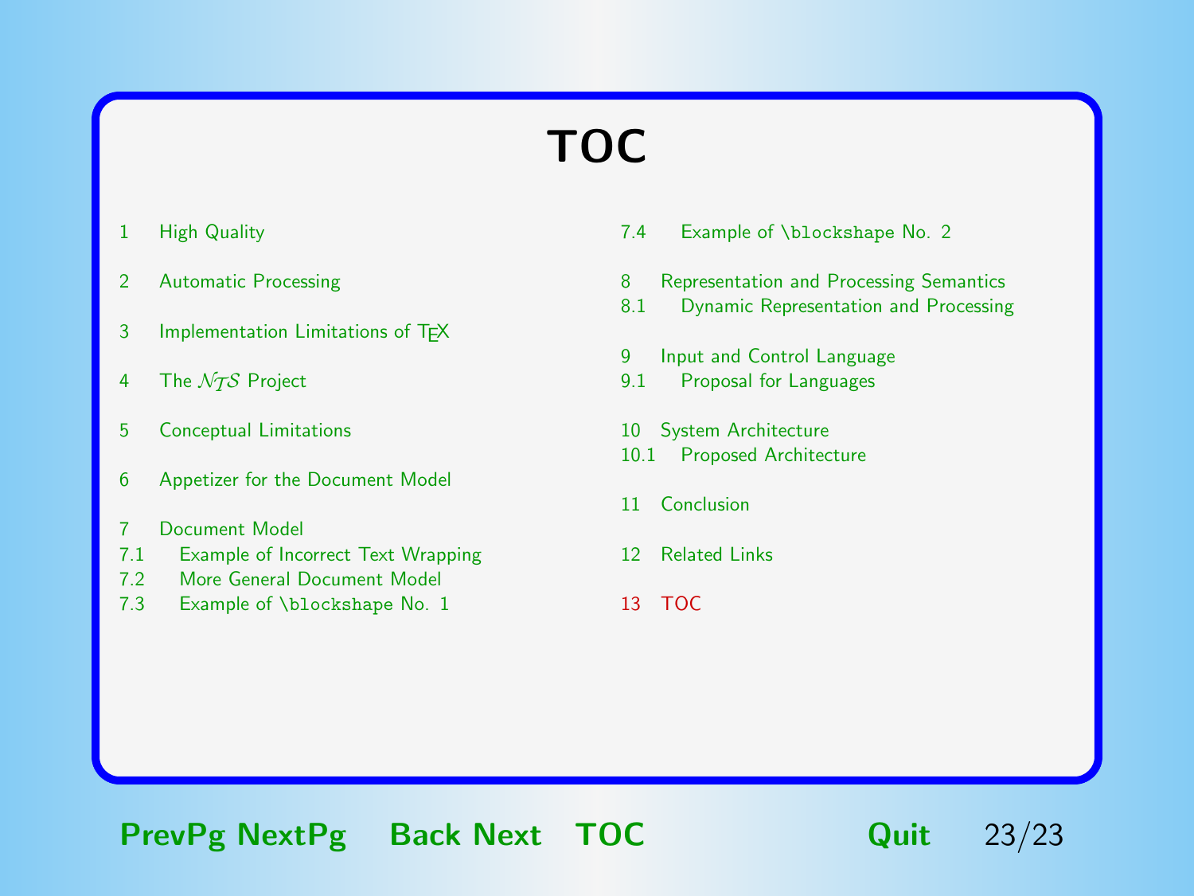# TOC

1 High Quality

2 Automatic Processing

3 Implementation Limitations of TEX

4 The $\mathcal{NTS}$ Project

5 Conceptual Limitations

6 Appetizer for the Document Model

7 Document Model
- 7.1 Example of Incorrect Text Wrapping
- 7.2 More General Document Model
- 7.3 Example of `\blockshape` No. 1
- 7.4 Example of `\blockshape` No. 2

8 Representation and Processing Semantics
- 8.1 Dynamic Representation and Processing

9 Input and Control Language
- 9.1 Proposal for Languages

10 System Architecture
- 10.1 Proposed Architecture

11 Conclusion

12 Related Links

13 TOC

PrevPg NextPg Back Next TOC Quit